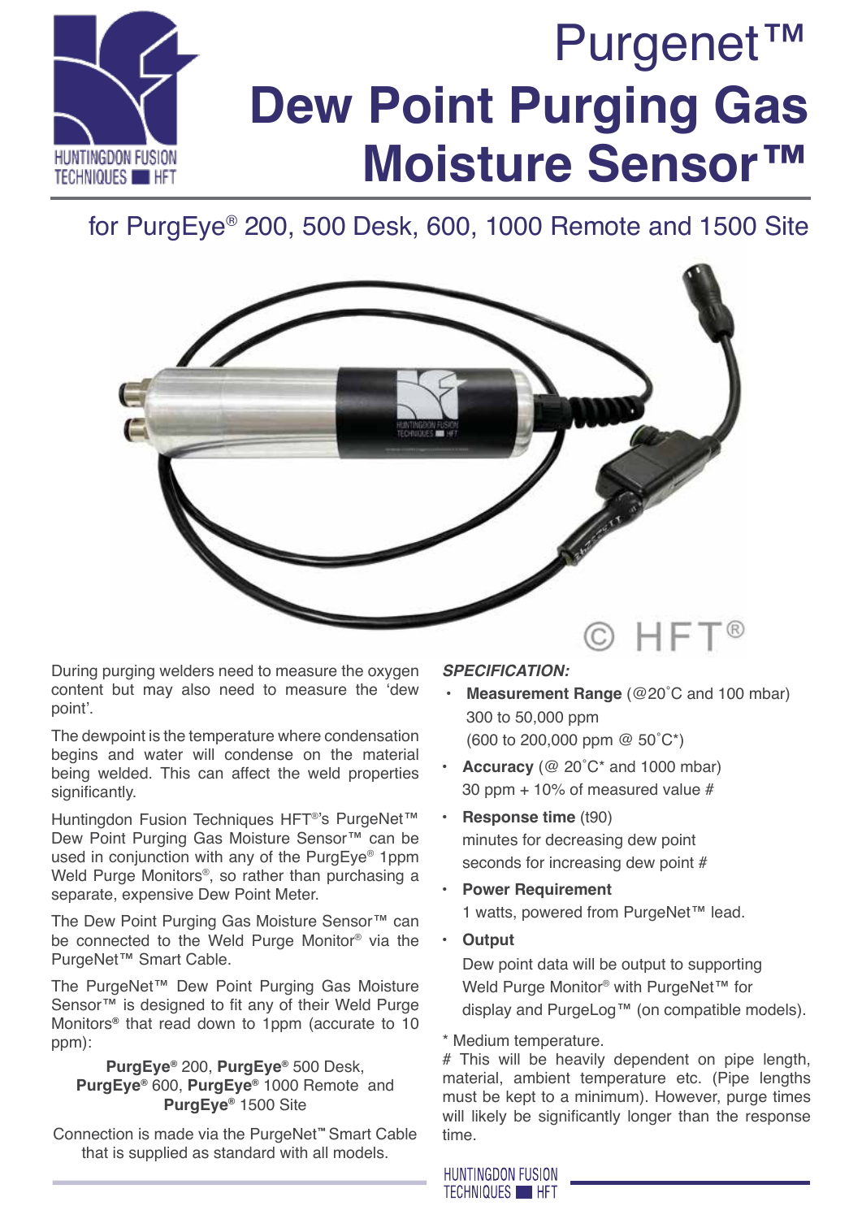# Purgenet™ Dew Point Purging Gas Moisture Sensor™

## for PurgEye® 200, 500 Desk, 600, 1000 Remote and 1500 Site

© HFT®

During purging welders need to measure the oxygen content but may also need to measure the 'dew point'.

The dewpoint is the temperature where condensation begins and water will condense on the material being welded. This can affect the weld properties significantly.

Huntingdon Fusion Techniques HFT®'s PurgeNet™ Dew Point Purging Gas Moisture Sensor™ can be used in conjunction with any of the PurgEye® 1ppm Weld Purge Monitors®, so rather than purchasing a separate, expensive Dew Point Meter.

The Dew Point Purging Gas Moisture Sensor™ can be connected to the Weld Purge Monitor® via the PurgeNet™ Smart Cable.

The PurgeNet™ Dew Point Purging Gas Moisture Sensor™ is designed to fit any of their Weld Purge Monitors® that read down to 1ppm (accurate to 10 ppm):

**PurgEye®** 200, **PurgEye®** 500 Desk, **PurgEye®** 600, **PurgEye®** 1000 Remote and **PurgEye®** 1500 Site

Connection is made via the PurgeNet™ Smart Cable that is supplied as standard with all models.

***SPECIFICATION:***

- **Measurement Range** (@20˚C and 100 mbar)
  300 to 50,000 ppm
  (600 to 200,000 ppm @ 50˚C*)
- **Accuracy** (@ 20˚C* and 1000 mbar)
  30 ppm + 10% of measured value #
- **Response time** (t90)
  minutes for decreasing dew point
  seconds for increasing dew point #
- **Power Requirement**
  1 watts, powered from PurgeNet™ lead.
- **Output**
  Dew point data will be output to supporting Weld Purge Monitor® with PurgeNet™ for display and PurgeLog™ (on compatible models).

\* Medium temperature.

# This will be heavily dependent on pipe length, material, ambient temperature etc. (Pipe lengths must be kept to a minimum). However, purge times will likely be significantly longer than the response time.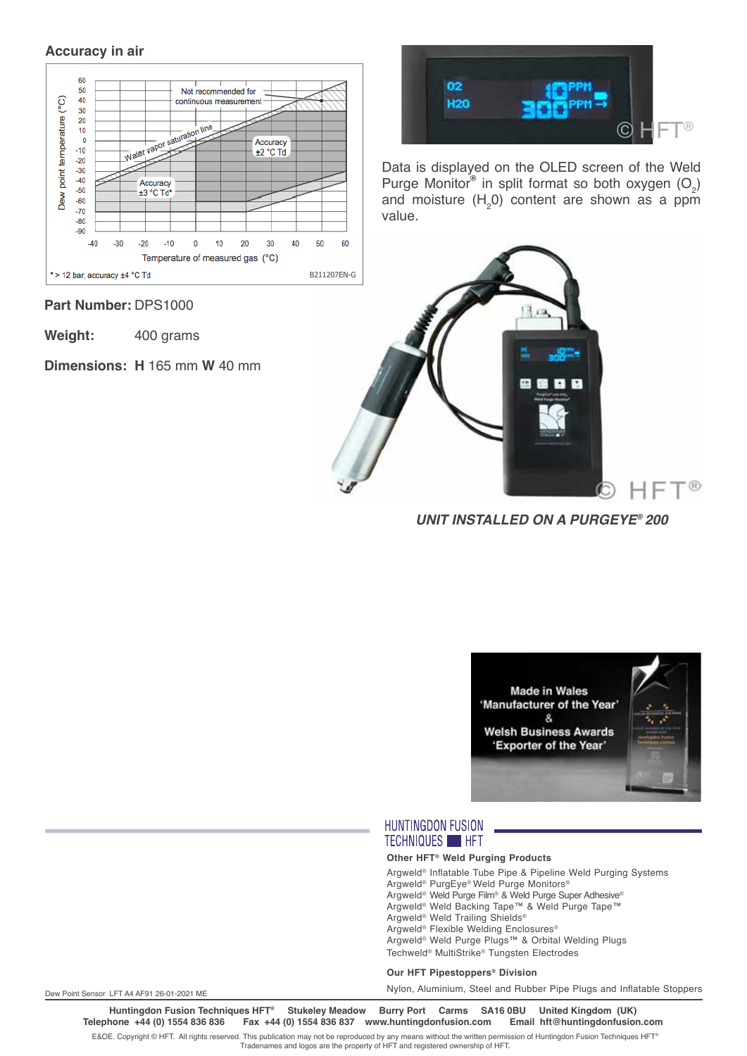## Accuracy in air

Not recommended for continuous measurement

Water vapor saturation line

Accuracy ±2 °C Td

Accuracy ±3 °C Td*

Dew point temperature (°C)

60
50
40
30
20
10
0
-10
-20
-30
-40
-50
-60
-70
-80
-90

-40 -30 -20 -10 0 10 20 30 40 50 60

Temperature of measured gas (°C)

* > 12 bar, accuracy ±4 °C Td

B211207EN-G

**Part Number:** DPS1000

**Weight:** 400 grams

**Dimensions:** **H** 165 mm **W** 40 mm

Data is displayed on the OLED screen of the Weld Purge Monitor® in split format so both oxygen ($O_2$) and moisture ($H_20$) content are shown as a ppm value.

***UNIT INSTALLED ON A PURGEYE® 200***

Made in Wales
'Manufacturer of the Year'
&
Welsh Business Awards
'Exporter of the Year'

HUNTINGDON FUSION TECHNIQUES HFT

**Other HFT® Weld Purging Products**

Argweld® Inflatable Tube Pipe & Pipeline Weld Purging Systems
Argweld® PurgEye® Weld Purge Monitors®
Argweld® Weld Purge Film® & Weld Purge Super Adhesive®
Argweld® Weld Backing Tape™ & Weld Purge Tape™
Argweld® Weld Trailing Shields®
Argweld® Flexible Welding Enclosures®
Argweld® Weld Purge Plugs™ & Orbital Welding Plugs
Techweld® MultiStrike® Tungsten Electrodes

**Our HFT Pipestoppers® Division**

Nylon, Aluminium, Steel and Rubber Pipe Plugs and Inflatable Stoppers

Dew Point Sensor LFT A4 AF91 26-01-2021 ME

**Huntingdon Fusion Techniques HFT® Stukeley Meadow Burry Port Carms SA16 0BU United Kingdom (UK)**
**Telephone +44 (0) 1554 836 836 Fax +44 (0) 1554 836 837 www.huntingdonfusion.com Email hft@huntingdonfusion.com**

E&OE. Copyright © HFT. All rights reserved. This publication may not be reproduced by any means without the written permission of Huntingdon Fusion Techniques HFT®
Tradenames and logos are the property of HFT and registered ownership of HFT.